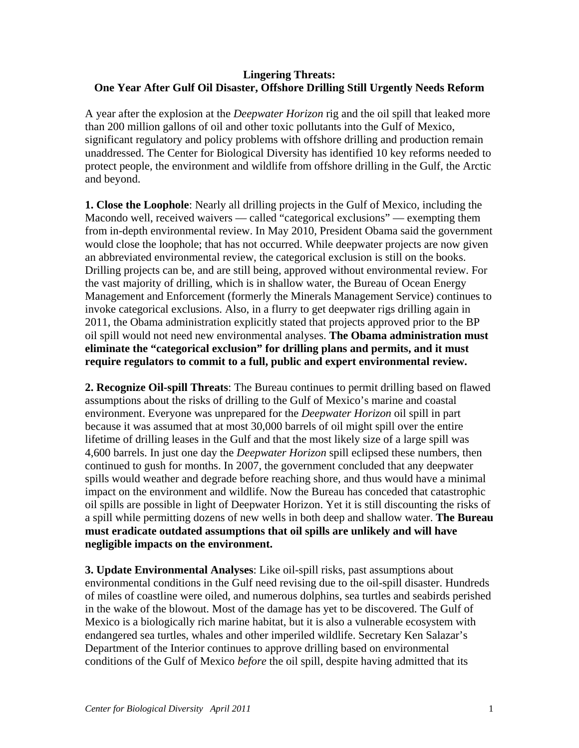# Lingering Threats: One Year After Gulf Oil Disaster, Offshore Drilling Still Urgently Needs Reform

A year after the explosion at the *Deepwater Horizon* rig and the oil spill that leaked more than 200 million gallons of oil and other toxic pollutants into the Gulf of Mexico, significant regulatory and policy problems with offshore drilling and production remain unaddressed. The Center for Biological Diversity has identified 10 key reforms needed to protect people, the environment and wildlife from offshore drilling in the Gulf, the Arctic and beyond.

**1. Close the Loophole**: Nearly all drilling projects in the Gulf of Mexico, including the Macondo well, received waivers — called "categorical exclusions" — exempting them from in-depth environmental review. In May 2010, President Obama said the government would close the loophole; that has not occurred. While deepwater projects are now given an abbreviated environmental review, the categorical exclusion is still on the books. Drilling projects can be, and are still being, approved without environmental review. For the vast majority of drilling, which is in shallow water, the Bureau of Ocean Energy Management and Enforcement (formerly the Minerals Management Service) continues to invoke categorical exclusions. Also, in a flurry to get deepwater rigs drilling again in 2011, the Obama administration explicitly stated that projects approved prior to the BP oil spill would not need new environmental analyses. **The Obama administration must eliminate the "categorical exclusion" for drilling plans and permits, and it must require regulators to commit to a full, public and expert environmental review.**

**2. Recognize Oil-spill Threats**: The Bureau continues to permit drilling based on flawed assumptions about the risks of drilling to the Gulf of Mexico's marine and coastal environment. Everyone was unprepared for the *Deepwater Horizon* oil spill in part because it was assumed that at most 30,000 barrels of oil might spill over the entire lifetime of drilling leases in the Gulf and that the most likely size of a large spill was 4,600 barrels. In just one day the *Deepwater Horizon* spill eclipsed these numbers, then continued to gush for months. In 2007, the government concluded that any deepwater spills would weather and degrade before reaching shore, and thus would have a minimal impact on the environment and wildlife. Now the Bureau has conceded that catastrophic oil spills are possible in light of Deepwater Horizon. Yet it is still discounting the risks of a spill while permitting dozens of new wells in both deep and shallow water. **The Bureau must eradicate outdated assumptions that oil spills are unlikely and will have negligible impacts on the environment.**

**3. Update Environmental Analyses**: Like oil-spill risks, past assumptions about environmental conditions in the Gulf need revising due to the oil-spill disaster. Hundreds of miles of coastline were oiled, and numerous dolphins, sea turtles and seabirds perished in the wake of the blowout. Most of the damage has yet to be discovered. The Gulf of Mexico is a biologically rich marine habitat, but it is also a vulnerable ecosystem with endangered sea turtles, whales and other imperiled wildlife. Secretary Ken Salazar's Department of the Interior continues to approve drilling based on environmental conditions of the Gulf of Mexico *before* the oil spill, despite having admitted that its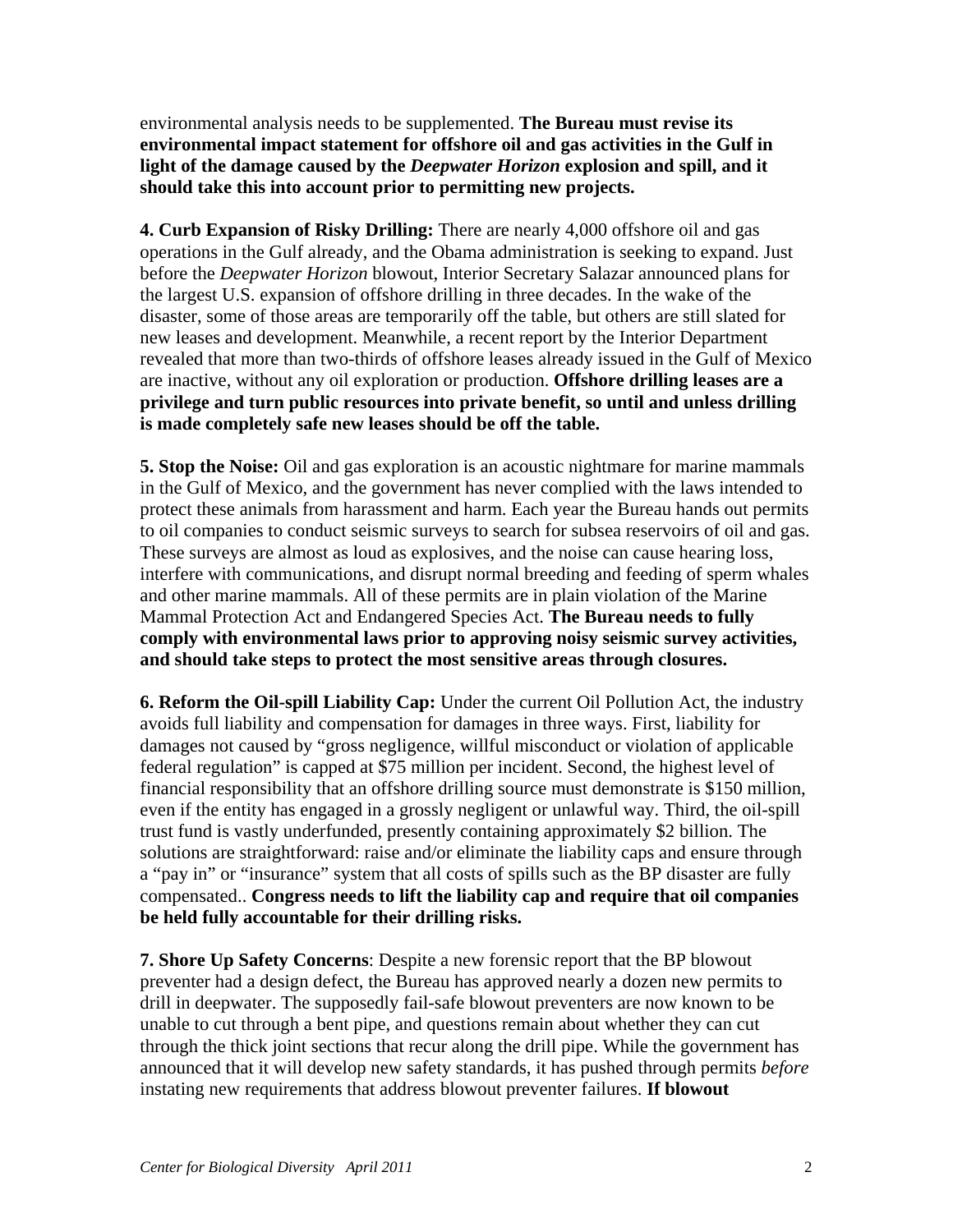environmental analysis needs to be supplemented. **The Bureau must revise its environmental impact statement for offshore oil and gas activities in the Gulf in light of the damage caused by the *Deepwater Horizon* explosion and spill, and it should take this into account prior to permitting new projects.**

**4. Curb Expansion of Risky Drilling:** There are nearly 4,000 offshore oil and gas operations in the Gulf already, and the Obama administration is seeking to expand. Just before the *Deepwater Horizon* blowout, Interior Secretary Salazar announced plans for the largest U.S. expansion of offshore drilling in three decades. In the wake of the disaster, some of those areas are temporarily off the table, but others are still slated for new leases and development. Meanwhile, a recent report by the Interior Department revealed that more than two-thirds of offshore leases already issued in the Gulf of Mexico are inactive, without any oil exploration or production. **Offshore drilling leases are a privilege and turn public resources into private benefit, so until and unless drilling is made completely safe new leases should be off the table.**

**5. Stop the Noise:** Oil and gas exploration is an acoustic nightmare for marine mammals in the Gulf of Mexico, and the government has never complied with the laws intended to protect these animals from harassment and harm. Each year the Bureau hands out permits to oil companies to conduct seismic surveys to search for subsea reservoirs of oil and gas. These surveys are almost as loud as explosives, and the noise can cause hearing loss, interfere with communications, and disrupt normal breeding and feeding of sperm whales and other marine mammals. All of these permits are in plain violation of the Marine Mammal Protection Act and Endangered Species Act. **The Bureau needs to fully comply with environmental laws prior to approving noisy seismic survey activities, and should take steps to protect the most sensitive areas through closures.**

**6. Reform the Oil-spill Liability Cap:** Under the current Oil Pollution Act, the industry avoids full liability and compensation for damages in three ways. First, liability for damages not caused by "gross negligence, willful misconduct or violation of applicable federal regulation" is capped at $75 million per incident. Second, the highest level of financial responsibility that an offshore drilling source must demonstrate is $150 million, even if the entity has engaged in a grossly negligent or unlawful way. Third, the oil-spill trust fund is vastly underfunded, presently containing approximately $2 billion. The solutions are straightforward: raise and/or eliminate the liability caps and ensure through a "pay in" or "insurance" system that all costs of spills such as the BP disaster are fully compensated.. **Congress needs to lift the liability cap and require that oil companies be held fully accountable for their drilling risks.**

**7. Shore Up Safety Concerns**: Despite a new forensic report that the BP blowout preventer had a design defect, the Bureau has approved nearly a dozen new permits to drill in deepwater. The supposedly fail-safe blowout preventers are now known to be unable to cut through a bent pipe, and questions remain about whether they can cut through the thick joint sections that recur along the drill pipe. While the government has announced that it will develop new safety standards, it has pushed through permits *before* instating new requirements that address blowout preventer failures. **If blowout**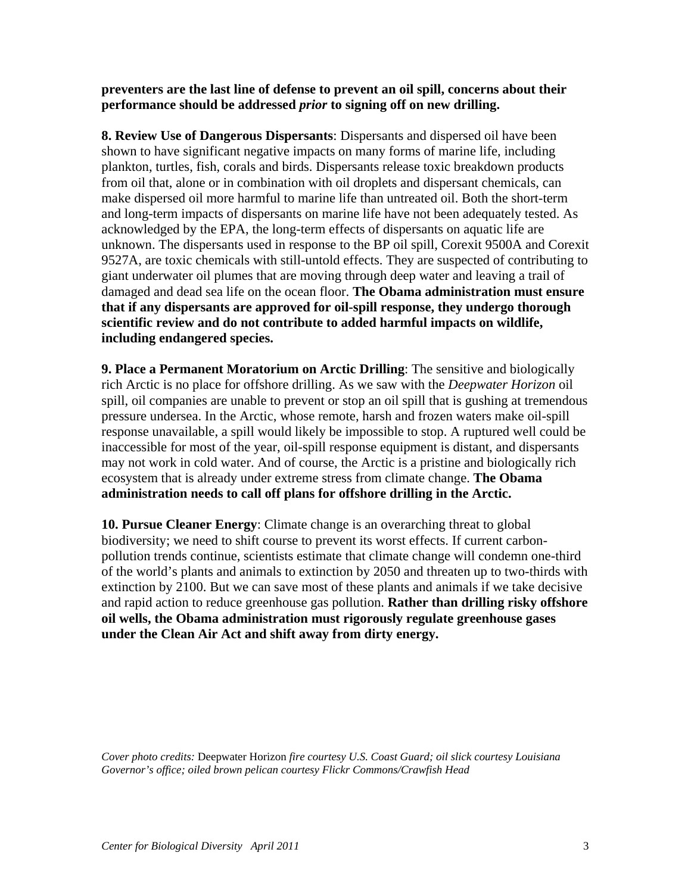**preventers are the last line of defense to prevent an oil spill, concerns about their performance should be addressed *prior* to signing off on new drilling.**

**8. Review Use of Dangerous Dispersants**: Dispersants and dispersed oil have been shown to have significant negative impacts on many forms of marine life, including plankton, turtles, fish, corals and birds. Dispersants release toxic breakdown products from oil that, alone or in combination with oil droplets and dispersant chemicals, can make dispersed oil more harmful to marine life than untreated oil. Both the short-term and long-term impacts of dispersants on marine life have not been adequately tested. As acknowledged by the EPA, the long-term effects of dispersants on aquatic life are unknown. The dispersants used in response to the BP oil spill, Corexit 9500A and Corexit 9527A, are toxic chemicals with still-untold effects. They are suspected of contributing to giant underwater oil plumes that are moving through deep water and leaving a trail of damaged and dead sea life on the ocean floor. **The Obama administration must ensure that if any dispersants are approved for oil-spill response, they undergo thorough scientific review and do not contribute to added harmful impacts on wildlife, including endangered species.**

**9. Place a Permanent Moratorium on Arctic Drilling**: The sensitive and biologically rich Arctic is no place for offshore drilling. As we saw with the *Deepwater Horizon* oil spill, oil companies are unable to prevent or stop an oil spill that is gushing at tremendous pressure undersea. In the Arctic, whose remote, harsh and frozen waters make oil-spill response unavailable, a spill would likely be impossible to stop. A ruptured well could be inaccessible for most of the year, oil-spill response equipment is distant, and dispersants may not work in cold water. And of course, the Arctic is a pristine and biologically rich ecosystem that is already under extreme stress from climate change. **The Obama administration needs to call off plans for offshore drilling in the Arctic.**

**10. Pursue Cleaner Energy**: Climate change is an overarching threat to global biodiversity; we need to shift course to prevent its worst effects. If current carbon-pollution trends continue, scientists estimate that climate change will condemn one-third of the world's plants and animals to extinction by 2050 and threaten up to two-thirds with extinction by 2100. But we can save most of these plants and animals if we take decisive and rapid action to reduce greenhouse gas pollution. **Rather than drilling risky offshore oil wells, the Obama administration must rigorously regulate greenhouse gases under the Clean Air Act and shift away from dirty energy.**

*Cover photo credits:* Deepwater Horizon *fire courtesy U.S. Coast Guard; oil slick courtesy Louisiana Governor's office; oiled brown pelican courtesy Flickr Commons/Crawfish Head*